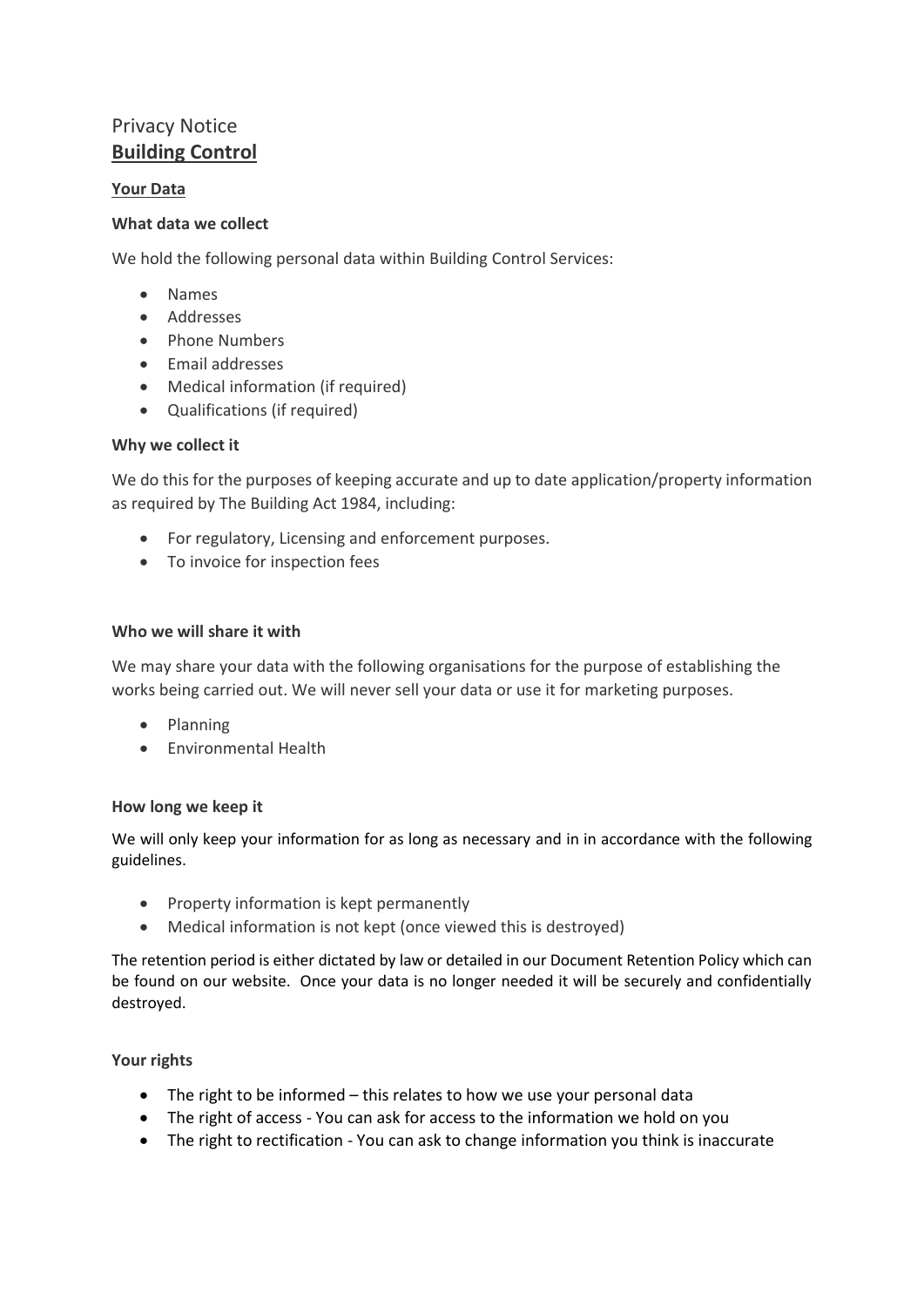# Privacy Notice

## Building Control

### Your Data

**What data we collect**

We hold the following personal data within Building Control Services:

- Names
- Addresses
- Phone Numbers
- Email addresses
- Medical information (if required)
- Qualifications (if required)

**Why we collect it**

We do this for the purposes of keeping accurate and up to date application/property information as required by The Building Act 1984, including:

- For regulatory, Licensing and enforcement purposes.
- To invoice for inspection fees

**Who we will share it with**

We may share your data with the following organisations for the purpose of establishing the works being carried out. We will never sell your data or use it for marketing purposes.

- Planning
- Environmental Health

**How long we keep it**

We will only keep your information for as long as necessary and in in accordance with the following guidelines.

- Property information is kept permanently
- Medical information is not kept (once viewed this is destroyed)

The retention period is either dictated by law or detailed in our Document Retention Policy which can be found on our website. Once your data is no longer needed it will be securely and confidentially destroyed.

**Your rights**

- The right to be informed – this relates to how we use your personal data
- The right of access - You can ask for access to the information we hold on you
- The right to rectification - You can ask to change information you think is inaccurate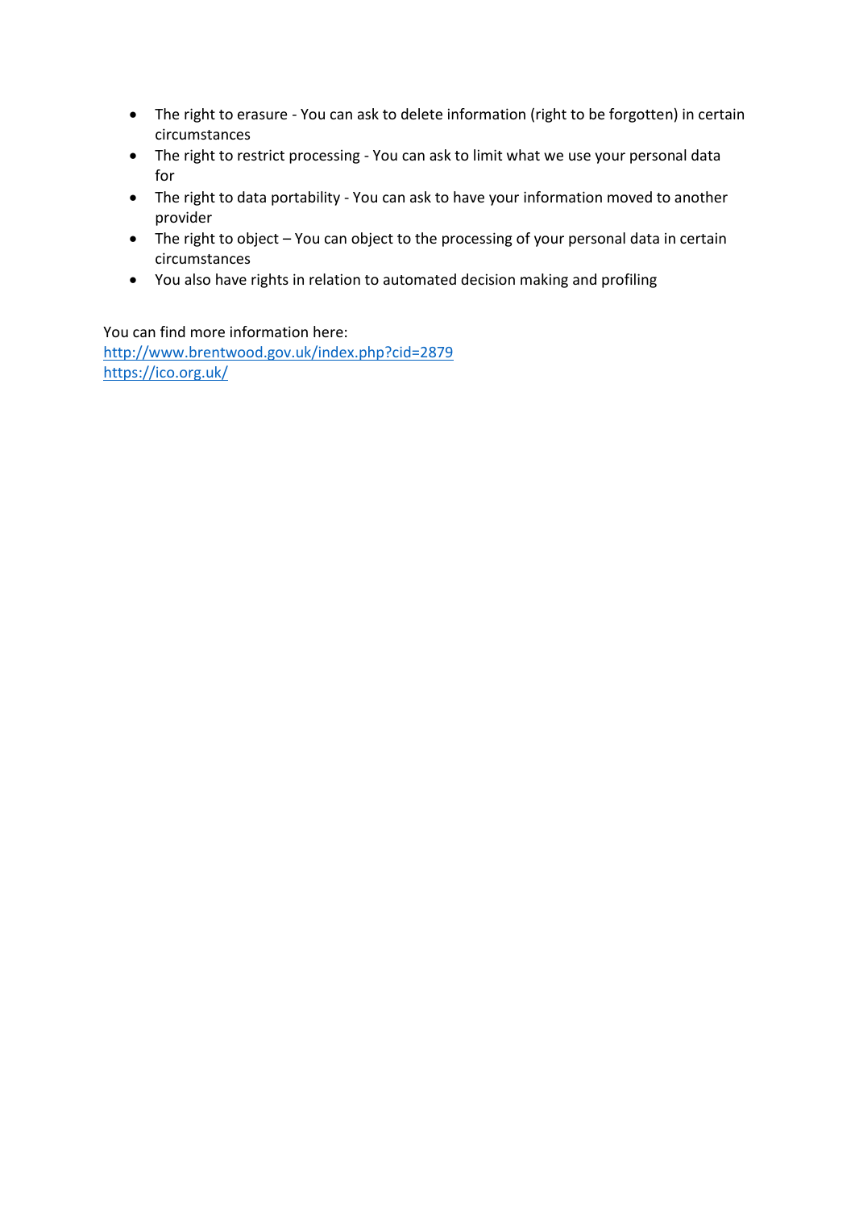- The right to erasure - You can ask to delete information (right to be forgotten) in certain circumstances
- The right to restrict processing - You can ask to limit what we use your personal data for
- The right to data portability - You can ask to have your information moved to another provider
- The right to object – You can object to the processing of your personal data in certain circumstances
- You also have rights in relation to automated decision making and profiling

You can find more information here:
http://www.brentwood.gov.uk/index.php?cid=2879
https://ico.org.uk/